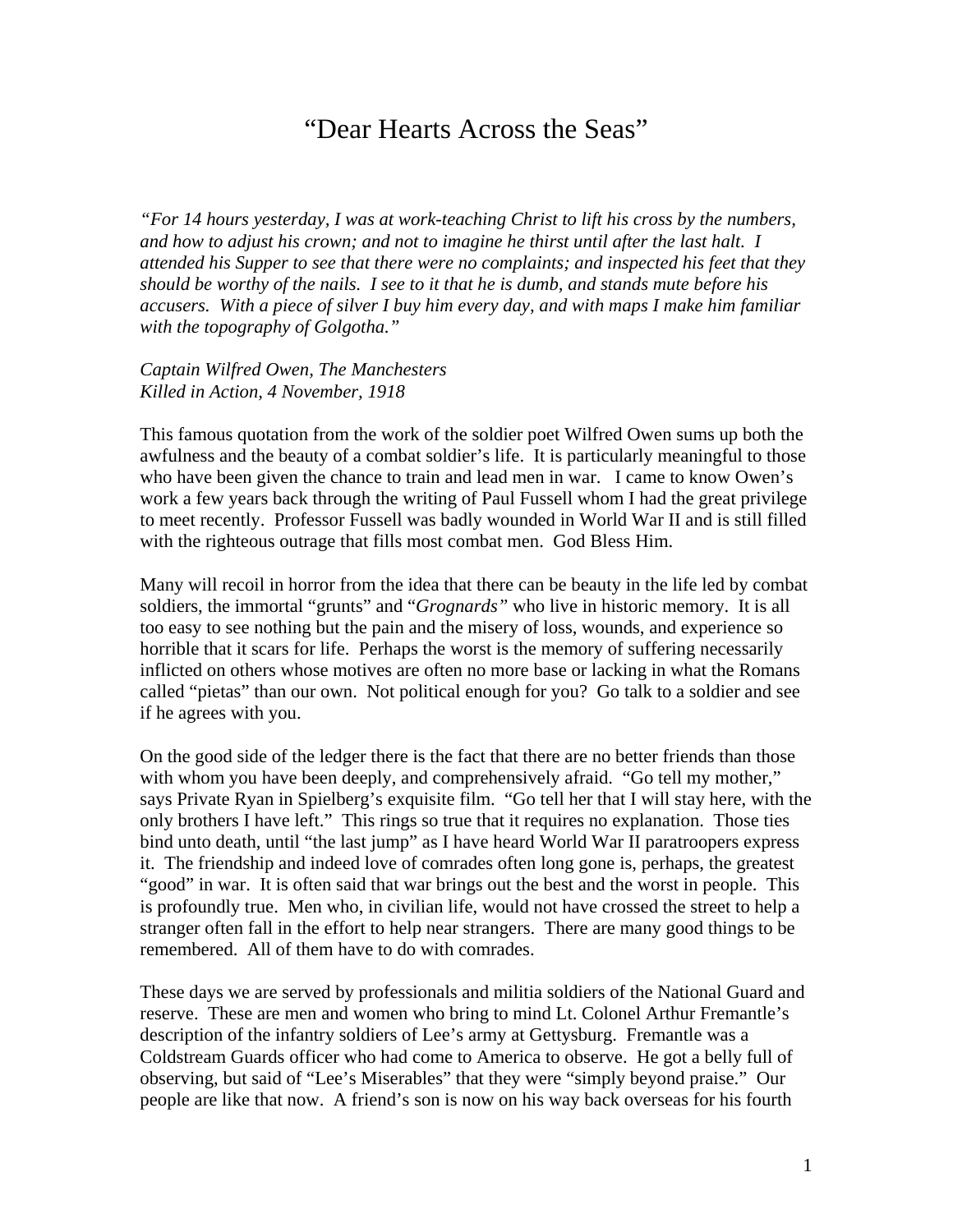# “Dear Hearts Across the Seas”

*“For 14 hours yesterday, I was at work-teaching Christ to lift his cross by the numbers, and how to adjust his crown; and not to imagine he thirst until after the last halt. I attended his Supper to see that there were no complaints; and inspected his feet that they should be worthy of the nails. I see to it that he is dumb, and stands mute before his accusers. With a piece of silver I buy him every day, and with maps I make him familiar with the topography of Golgotha.”*

*Captain Wilfred Owen, The Manchesters*
*Killed in Action, 4 November, 1918*

This famous quotation from the work of the soldier poet Wilfred Owen sums up both the awfulness and the beauty of a combat soldier’s life. It is particularly meaningful to those who have been given the chance to train and lead men in war. I came to know Owen’s work a few years back through the writing of Paul Fussell whom I had the great privilege to meet recently. Professor Fussell was badly wounded in World War II and is still filled with the righteous outrage that fills most combat men. God Bless Him.

Many will recoil in horror from the idea that there can be beauty in the life led by combat soldiers, the immortal “grunts” and “*Grognards”* who live in historic memory. It is all too easy to see nothing but the pain and the misery of loss, wounds, and experience so horrible that it scars for life. Perhaps the worst is the memory of suffering necessarily inflicted on others whose motives are often no more base or lacking in what the Romans called “pietas” than our own. Not political enough for you? Go talk to a soldier and see if he agrees with you.

On the good side of the ledger there is the fact that there are no better friends than those with whom you have been deeply, and comprehensively afraid. “Go tell my mother,” says Private Ryan in Spielberg’s exquisite film. “Go tell her that I will stay here, with the only brothers I have left.” This rings so true that it requires no explanation. Those ties bind unto death, until “the last jump” as I have heard World War II paratroopers express it. The friendship and indeed love of comrades often long gone is, perhaps, the greatest “good” in war. It is often said that war brings out the best and the worst in people. This is profoundly true. Men who, in civilian life, would not have crossed the street to help a stranger often fall in the effort to help near strangers. There are many good things to be remembered. All of them have to do with comrades.

These days we are served by professionals and militia soldiers of the National Guard and reserve. These are men and women who bring to mind Lt. Colonel Arthur Fremantle’s description of the infantry soldiers of Lee’s army at Gettysburg. Fremantle was a Coldstream Guards officer who had come to America to observe. He got a belly full of observing, but said of “Lee’s Miserables” that they were “simply beyond praise.” Our people are like that now. A friend’s son is now on his way back overseas for his fourth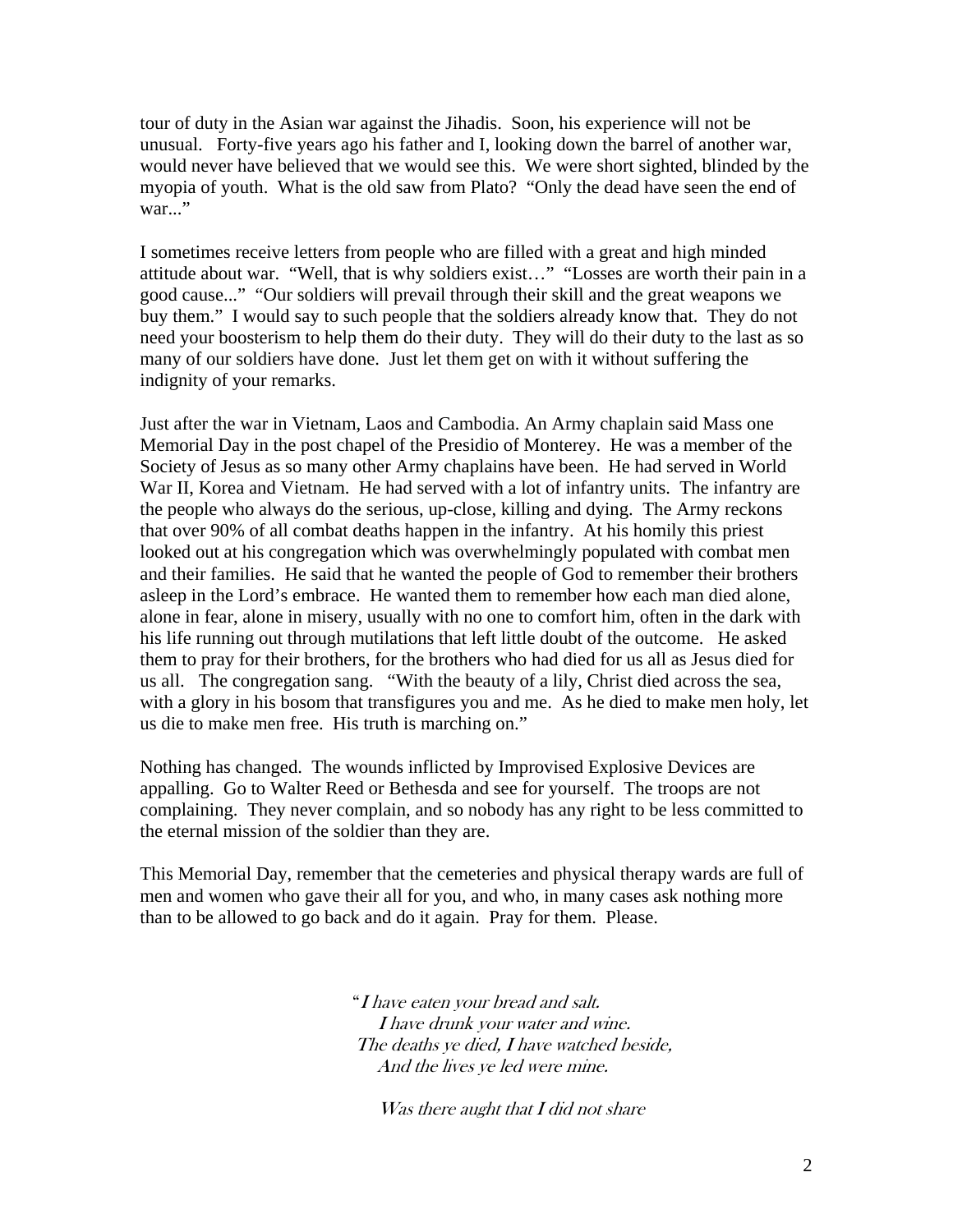tour of duty in the Asian war against the Jihadis. Soon, his experience will not be unusual. Forty-five years ago his father and I, looking down the barrel of another war, would never have believed that we would see this. We were short sighted, blinded by the myopia of youth. What is the old saw from Plato? "Only the dead have seen the end of war..."

I sometimes receive letters from people who are filled with a great and high minded attitude about war. "Well, that is why soldiers exist…" "Losses are worth their pain in a good cause..." "Our soldiers will prevail through their skill and the great weapons we buy them." I would say to such people that the soldiers already know that. They do not need your boosterism to help them do their duty. They will do their duty to the last as so many of our soldiers have done. Just let them get on with it without suffering the indignity of your remarks.

Just after the war in Vietnam, Laos and Cambodia. An Army chaplain said Mass one Memorial Day in the post chapel of the Presidio of Monterey. He was a member of the Society of Jesus as so many other Army chaplains have been. He had served in World War II, Korea and Vietnam. He had served with a lot of infantry units. The infantry are the people who always do the serious, up-close, killing and dying. The Army reckons that over 90% of all combat deaths happen in the infantry. At his homily this priest looked out at his congregation which was overwhelmingly populated with combat men and their families. He said that he wanted the people of God to remember their brothers asleep in the Lord's embrace. He wanted them to remember how each man died alone, alone in fear, alone in misery, usually with no one to comfort him, often in the dark with his life running out through mutilations that left little doubt of the outcome. He asked them to pray for their brothers, for the brothers who had died for us all as Jesus died for us all. The congregation sang. "With the beauty of a lily, Christ died across the sea, with a glory in his bosom that transfigures you and me. As he died to make men holy, let us die to make men free. His truth is marching on."

Nothing has changed. The wounds inflicted by Improvised Explosive Devices are appalling. Go to Walter Reed or Bethesda and see for yourself. The troops are not complaining. They never complain, and so nobody has any right to be less committed to the eternal mission of the soldier than they are.

This Memorial Day, remember that the cemeteries and physical therapy wards are full of men and women who gave their all for you, and who, in many cases ask nothing more than to be allowed to go back and do it again. Pray for them. Please.

> "*I have eaten your bread and salt.*
> *I have drunk your water and wine.*
> *The deaths ye died, I have watched beside,*
> *And the lives ye led were mine.*
>
> *Was there aught that I did not share*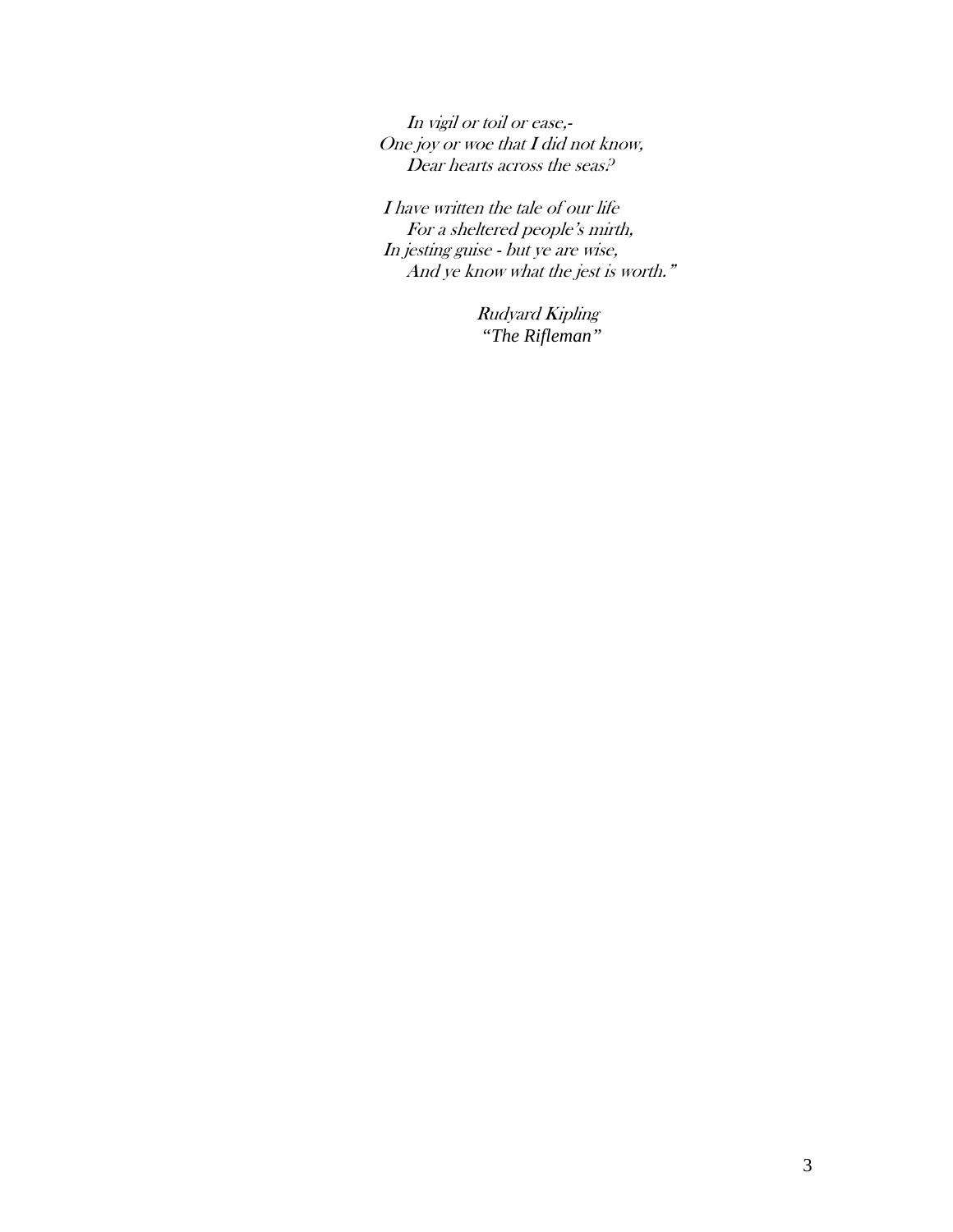*In vigil or toil or ease,-*
*One joy or woe that I did not know,*
*Dear hearts across the seas?*

*I have written the tale of our life*
*For a sheltered people's mirth,*
*In jesting guise - but ye are wise,*
*And ye know what the jest is worth."*

*Rudyard Kipling*
*"The Rifleman"*